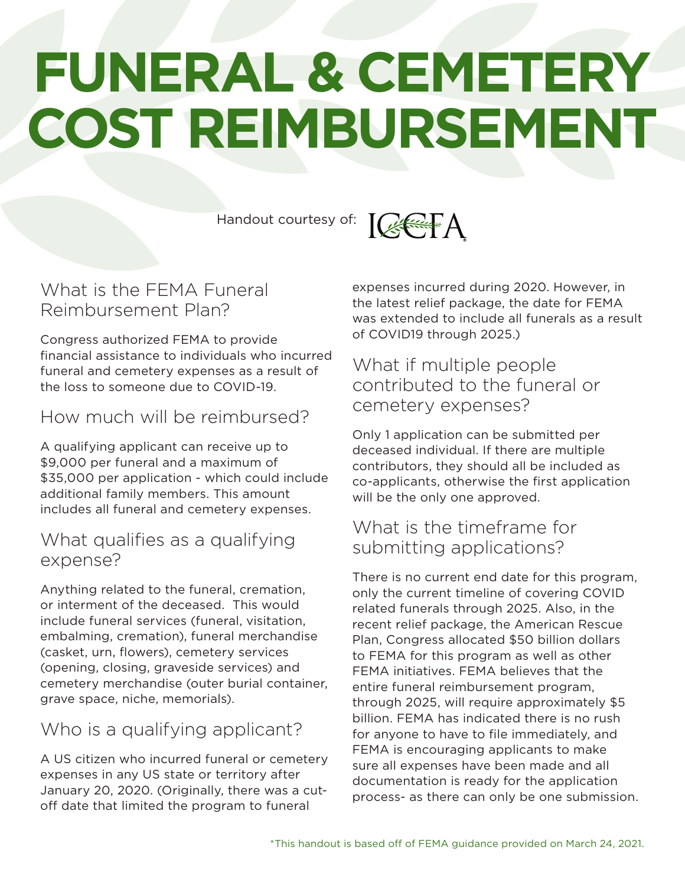# FUNERAL & CEMETERY COST REIMBURSEMENT

Handout courtesy of: ICCFA

## What is the FEMA Funeral Reimbursement Plan?

Congress authorized FEMA to provide financial assistance to individuals who incurred funeral and cemetery expenses as a result of the loss to someone due to COVID-19.

## How much will be reimbursed?

A qualifying applicant can receive up to $9,000 per funeral and a maximum of $35,000 per application - which could include additional family members. This amount includes all funeral and cemetery expenses.

## What qualifies as a qualifying expense?

Anything related to the funeral, cremation, or interment of the deceased. This would include funeral services (funeral, visitation, embalming, cremation), funeral merchandise (casket, urn, flowers), cemetery services (opening, closing, graveside services) and cemetery merchandise (outer burial container, grave space, niche, memorials).

## Who is a qualifying applicant?

A US citizen who incurred funeral or cemetery expenses in any US state or territory after January 20, 2020. (Originally, there was a cut-off date that limited the program to funeral expenses incurred during 2020. However, in the latest relief package, the date for FEMA was extended to include all funerals as a result of COVID19 through 2025.)

## What if multiple people contributed to the funeral or cemetery expenses?

Only 1 application can be submitted per deceased individual. If there are multiple contributors, they should all be included as co-applicants, otherwise the first application will be the only one approved.

## What is the timeframe for submitting applications?

There is no current end date for this program, only the current timeline of covering COVID related funerals through 2025. Also, in the recent relief package, the American Rescue Plan, Congress allocated $50 billion dollars to FEMA for this program as well as other FEMA initiatives. FEMA believes that the entire funeral reimbursement program, through 2025, will require approximately $5 billion. FEMA has indicated there is no rush for anyone to have to file immediately, and FEMA is encouraging applicants to make sure all expenses have been made and all documentation is ready for the application process- as there can only be one submission.

*This handout is based off of FEMA guidance provided on March 24, 2021.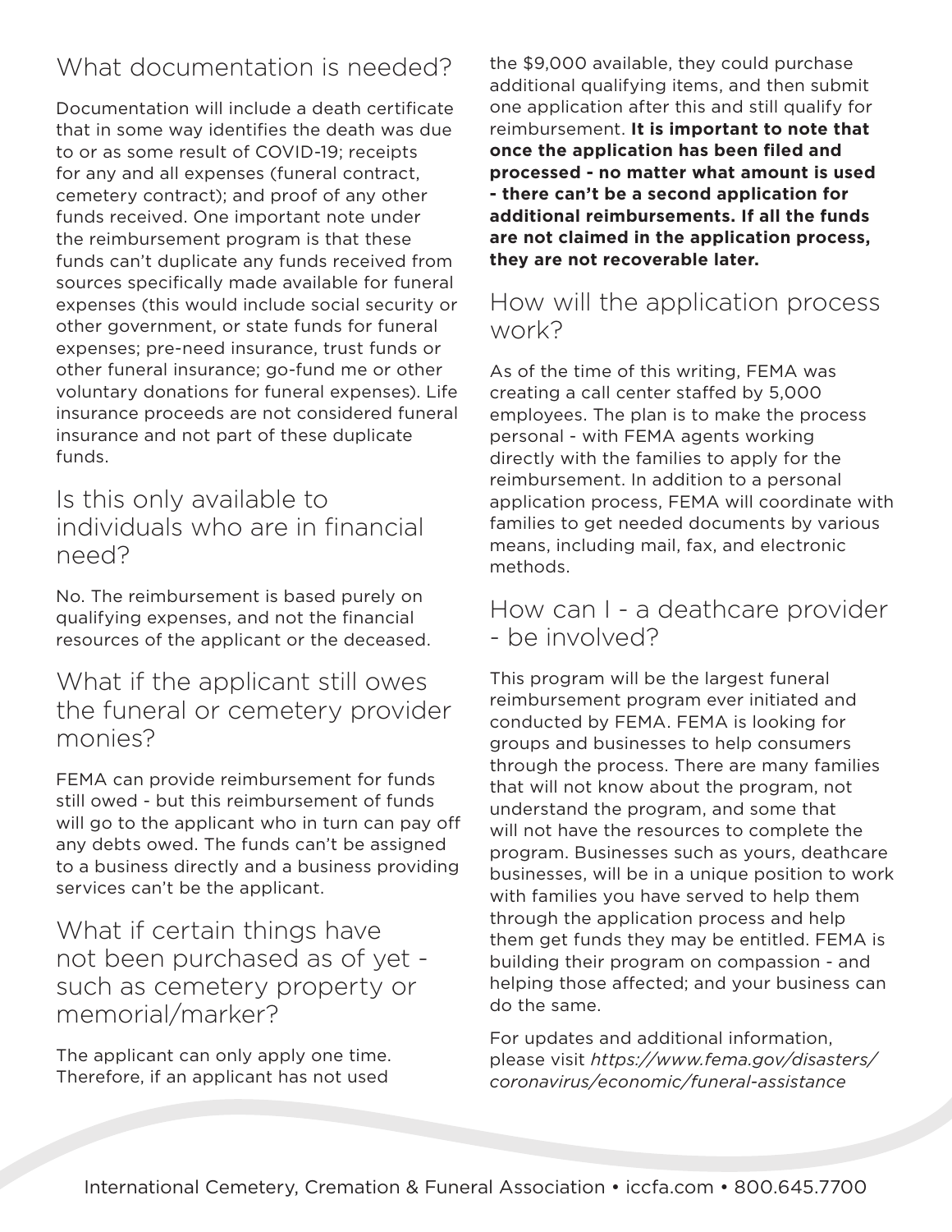## What documentation is needed?

Documentation will include a death certificate that in some way identifies the death was due to or as some result of COVID-19; receipts for any and all expenses (funeral contract, cemetery contract); and proof of any other funds received. One important note under the reimbursement program is that these funds can't duplicate any funds received from sources specifically made available for funeral expenses (this would include social security or other government, or state funds for funeral expenses; pre-need insurance, trust funds or other funeral insurance; go-fund me or other voluntary donations for funeral expenses). Life insurance proceeds are not considered funeral insurance and not part of these duplicate funds.

## Is this only available to individuals who are in financial need?

No. The reimbursement is based purely on qualifying expenses, and not the financial resources of the applicant or the deceased.

## What if the applicant still owes the funeral or cemetery provider monies?

FEMA can provide reimbursement for funds still owed - but this reimbursement of funds will go to the applicant who in turn can pay off any debts owed. The funds can't be assigned to a business directly and a business providing services can't be the applicant.

## What if certain things have not been purchased as of yet - such as cemetery property or memorial/marker?

The applicant can only apply one time. Therefore, if an applicant has not used the $9,000 available, they could purchase additional qualifying items, and then submit one application after this and still qualify for reimbursement. **It is important to note that once the application has been filed and processed - no matter what amount is used - there can't be a second application for additional reimbursements. If all the funds are not claimed in the application process, they are not recoverable later.**

## How will the application process work?

As of the time of this writing, FEMA was creating a call center staffed by 5,000 employees. The plan is to make the process personal - with FEMA agents working directly with the families to apply for the reimbursement. In addition to a personal application process, FEMA will coordinate with families to get needed documents by various means, including mail, fax, and electronic methods.

## How can I - a deathcare provider - be involved?

This program will be the largest funeral reimbursement program ever initiated and conducted by FEMA. FEMA is looking for groups and businesses to help consumers through the process. There are many families that will not know about the program, not understand the program, and some that will not have the resources to complete the program. Businesses such as yours, deathcare businesses, will be in a unique position to work with families you have served to help them through the application process and help them get funds they may be entitled. FEMA is building their program on compassion - and helping those affected; and your business can do the same.

For updates and additional information, please visit *https://www.fema.gov/disasters/coronavirus/economic/funeral-assistance*

International Cemetery, Cremation & Funeral Association • iccfa.com • 800.645.7700